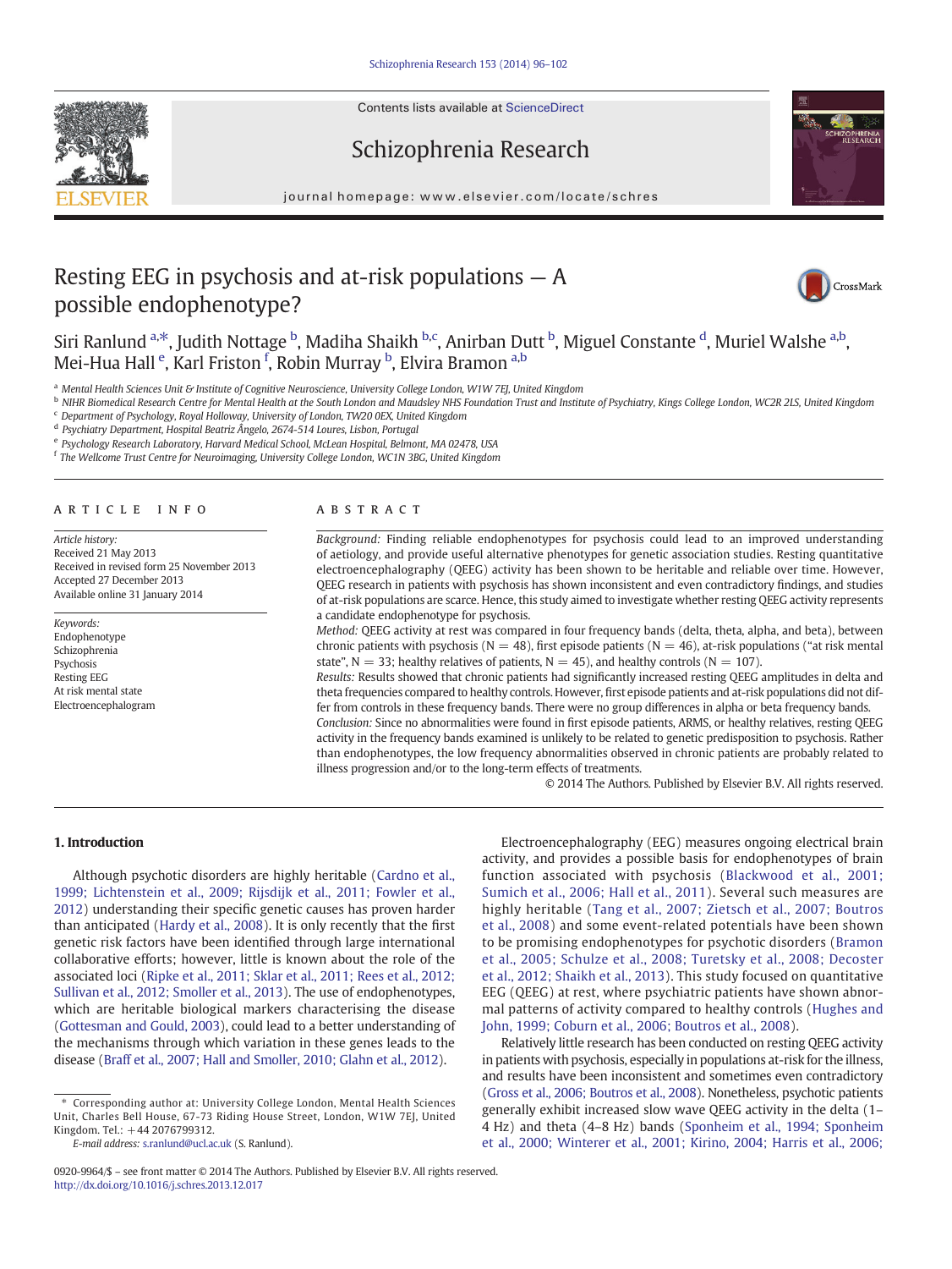# Resting EEG in psychosis and at-risk populations — A possible endophenotype?

Siri Ranlund [a,*], Judith Nottage [b], Madiha Shaikh [b,c], Anirban Dutt [b], Miguel Constante [d], Muriel Walshe [a,b], Mei-Hua Hall [e], Karl Friston [f], Robin Murray [b], Elvira Bramon [a,b]

[a] Mental Health Sciences Unit & Institute of Cognitive Neuroscience, University College London, W1W 7EJ, United Kingdom
[b] NIHR Biomedical Research Centre for Mental Health at the South London and Maudsley NHS Foundation Trust and Institute of Psychiatry, Kings College London, WC2R 2LS, United Kingdom
[c] Department of Psychology, Royal Holloway, University of London, TW20 0EX, United Kingdom
[d] Psychiatry Department, Hospital Beatriz Ângelo, 2674-514 Loures, Lisbon, Portugal
[e] Psychology Research Laboratory, Harvard Medical School, McLean Hospital, Belmont, MA 02478, USA
[f] The Wellcome Trust Centre for Neuroimaging, University College London, WC1N 3BG, United Kingdom

## ARTICLE INFO

*Article history:*
Received 21 May 2013
Received in revised form 25 November 2013
Accepted 27 December 2013
Available online 31 January 2014

*Keywords:*
Endophenotype
Schizophrenia
Psychosis
Resting EEG
At risk mental state
Electroencephalogram

## ABSTRACT

*Background:* Finding reliable endophenotypes for psychosis could lead to an improved understanding of aetiology, and provide useful alternative phenotypes for genetic association studies. Resting quantitative electroencephalography (QEEG) activity has been shown to be heritable and reliable over time. However, QEEG research in patients with psychosis has shown inconsistent and even contradictory findings, and studies of at-risk populations are scarce. Hence, this study aimed to investigate whether resting QEEG activity represents a candidate endophenotype for psychosis.

*Method:* QEEG activity at rest was compared in four frequency bands (delta, theta, alpha, and beta), between chronic patients with psychosis (N = 48), first episode patients (N = 46), at-risk populations ("at risk mental state", N = 33; healthy relatives of patients, N = 45), and healthy controls (N = 107).

*Results:* Results showed that chronic patients had significantly increased resting QEEG amplitudes in delta and theta frequencies compared to healthy controls. However, first episode patients and at-risk populations did not differ from controls in these frequency bands. There were no group differences in alpha or beta frequency bands.

*Conclusion:* Since no abnormalities were found in first episode patients, ARMS, or healthy relatives, resting QEEG activity in the frequency bands examined is unlikely to be related to genetic predisposition to psychosis. Rather than endophenotypes, the low frequency abnormalities observed in chronic patients are probably related to illness progression and/or to the long-term effects of treatments.

© 2014 The Authors. Published by Elsevier B.V. All rights reserved.

## 1. Introduction

Although psychotic disorders are highly heritable (Cardno et al., 1999; Lichtenstein et al., 2009; Rijsdijk et al., 2011; Fowler et al., 2012) understanding their specific genetic causes has proven harder than anticipated (Hardy et al., 2008). It is only recently that the first genetic risk factors have been identified through large international collaborative efforts; however, little is known about the role of the associated loci (Ripke et al., 2011; Sklar et al., 2011; Rees et al., 2012; Sullivan et al., 2012; Smoller et al., 2013). The use of endophenotypes, which are heritable biological markers characterising the disease (Gottesman and Gould, 2003), could lead to a better understanding of the mechanisms through which variation in these genes leads to the disease (Braff et al., 2007; Hall and Smoller, 2010; Glahn et al., 2012).

Electroencephalography (EEG) measures ongoing electrical brain activity, and provides a possible basis for endophenotypes of brain function associated with psychosis (Blackwood et al., 2001; Sumich et al., 2006; Hall et al., 2011). Several such measures are highly heritable (Tang et al., 2007; Zietsch et al., 2007; Boutros et al., 2008) and some event-related potentials have been shown to be promising endophenotypes for psychotic disorders (Bramon et al., 2005; Schulze et al., 2008; Turetsky et al., 2008; Decoster et al., 2012; Shaikh et al., 2013). This study focused on quantitative EEG (QEEG) at rest, where psychiatric patients have shown abnormal patterns of activity compared to healthy controls (Hughes and John, 1999; Coburn et al., 2006; Boutros et al., 2008).

Relatively little research has been conducted on resting QEEG activity in patients with psychosis, especially in populations at-risk for the illness, and results have been inconsistent and sometimes even contradictory (Gross et al., 2006; Boutros et al., 2008). Nonetheless, psychotic patients generally exhibit increased slow wave QEEG activity in the delta (1–4 Hz) and theta (4–8 Hz) bands (Sponheim et al., 1994; Sponheim et al., 2000; Winterer et al., 2001; Kirino, 2004; Harris et al., 2006;

\* Corresponding author at: University College London, Mental Health Sciences Unit, Charles Bell House, 67-73 Riding House Street, London, W1W 7EJ, United Kingdom. Tel.: +44 2076799312.
*E-mail address:* s.ranlund@ucl.ac.uk (S. Ranlund).

0920-9964/$ – see front matter © 2014 The Authors. Published by Elsevier B.V. All rights reserved.
http://dx.doi.org/10.1016/j.schres.2013.12.017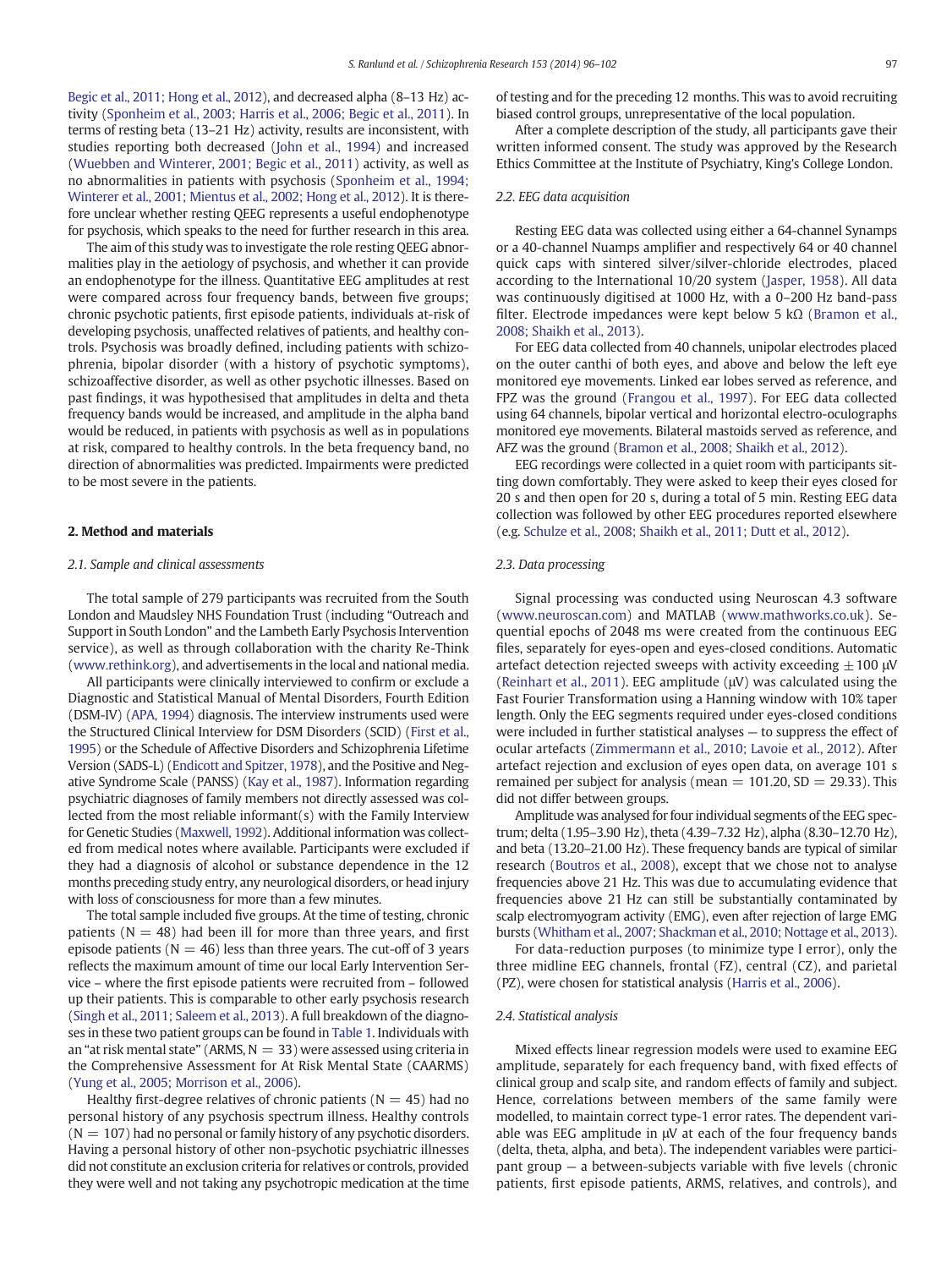Begic et al., 2011; Hong et al., 2012), and decreased alpha (8–13 Hz) activity (Sponheim et al., 2003; Harris et al., 2006; Begic et al., 2011). In terms of resting beta (13–21 Hz) activity, results are inconsistent, with studies reporting both decreased (John et al., 1994) and increased (Wuebben and Winterer, 2001; Begic et al., 2011) activity, as well as no abnormalities in patients with psychosis (Sponheim et al., 1994; Winterer et al., 2001; Mientus et al., 2002; Hong et al., 2012). It is therefore unclear whether resting QEEG represents a useful endophenotype for psychosis, which speaks to the need for further research in this area.

The aim of this study was to investigate the role resting QEEG abnormalities play in the aetiology of psychosis, and whether it can provide an endophenotype for the illness. Quantitative EEG amplitudes at rest were compared across four frequency bands, between five groups; chronic psychotic patients, first episode patients, individuals at-risk of developing psychosis, unaffected relatives of patients, and healthy controls. Psychosis was broadly defined, including patients with schizophrenia, bipolar disorder (with a history of psychotic symptoms), schizoaffective disorder, as well as other psychotic illnesses. Based on past findings, it was hypothesised that amplitudes in delta and theta frequency bands would be increased, and amplitude in the alpha band would be reduced, in patients with psychosis as well as in populations at risk, compared to healthy controls. In the beta frequency band, no direction of abnormalities was predicted. Impairments were predicted to be most severe in the patients.

## 2. Method and materials

### 2.1. Sample and clinical assessments

The total sample of 279 participants was recruited from the South London and Maudsley NHS Foundation Trust (including "Outreach and Support in South London" and the Lambeth Early Psychosis Intervention service), as well as through collaboration with the charity Re-Think (www.rethink.org), and advertisements in the local and national media.

All participants were clinically interviewed to confirm or exclude a Diagnostic and Statistical Manual of Mental Disorders, Fourth Edition (DSM-IV) (APA, 1994) diagnosis. The interview instruments used were the Structured Clinical Interview for DSM Disorders (SCID) (First et al., 1995) or the Schedule of Affective Disorders and Schizophrenia Lifetime Version (SADS-L) (Endicott and Spitzer, 1978), and the Positive and Negative Syndrome Scale (PANSS) (Kay et al., 1987). Information regarding psychiatric diagnoses of family members not directly assessed was collected from the most reliable informant(s) with the Family Interview for Genetic Studies (Maxwell, 1992). Additional information was collected from medical notes where available. Participants were excluded if they had a diagnosis of alcohol or substance dependence in the 12 months preceding study entry, any neurological disorders, or head injury with loss of consciousness for more than a few minutes.

The total sample included five groups. At the time of testing, chronic patients (N = 48) had been ill for more than three years, and first episode patients (N = 46) less than three years. The cut-off of 3 years reflects the maximum amount of time our local Early Intervention Service – where the first episode patients were recruited from – followed up their patients. This is comparable to other early psychosis research (Singh et al., 2011; Saleem et al., 2013). A full breakdown of the diagnoses in these two patient groups can be found in Table 1. Individuals with an "at risk mental state" (ARMS, N = 33) were assessed using criteria in the Comprehensive Assessment for At Risk Mental State (CAARMS) (Yung et al., 2005; Morrison et al., 2006).

Healthy first-degree relatives of chronic patients (N = 45) had no personal history of any psychosis spectrum illness. Healthy controls (N = 107) had no personal or family history of any psychotic disorders. Having a personal history of other non-psychotic psychiatric illnesses did not constitute an exclusion criteria for relatives or controls, provided they were well and not taking any psychotropic medication at the time of testing and for the preceding 12 months. This was to avoid recruiting biased control groups, unrepresentative of the local population.

After a complete description of the study, all participants gave their written informed consent. The study was approved by the Research Ethics Committee at the Institute of Psychiatry, King's College London.

### 2.2. EEG data acquisition

Resting EEG data was collected using either a 64-channel Synamps or a 40-channel Nuamps amplifier and respectively 64 or 40 channel quick caps with sintered silver/silver-chloride electrodes, placed according to the International 10/20 system (Jasper, 1958). All data was continuously digitised at 1000 Hz, with a 0–200 Hz band-pass filter. Electrode impedances were kept below 5 kΩ (Bramon et al., 2008; Shaikh et al., 2013).

For EEG data collected from 40 channels, unipolar electrodes placed on the outer canthi of both eyes, and above and below the left eye monitored eye movements. Linked ear lobes served as reference, and FPZ was the ground (Frangou et al., 1997). For EEG data collected using 64 channels, bipolar vertical and horizontal electro-oculographs monitored eye movements. Bilateral mastoids served as reference, and AFZ was the ground (Bramon et al., 2008; Shaikh et al., 2012).

EEG recordings were collected in a quiet room with participants sitting down comfortably. They were asked to keep their eyes closed for 20 s and then open for 20 s, during a total of 5 min. Resting EEG data collection was followed by other EEG procedures reported elsewhere (e.g. Schulze et al., 2008; Shaikh et al., 2011; Dutt et al., 2012).

### 2.3. Data processing

Signal processing was conducted using Neuroscan 4.3 software (www.neuroscan.com) and MATLAB (www.mathworks.co.uk). Sequential epochs of 2048 ms were created from the continuous EEG files, separately for eyes-open and eyes-closed conditions. Automatic artefact detection rejected sweeps with activity exceeding $\pm 100$ μV (Reinhart et al., 2011). EEG amplitude (μV) was calculated using the Fast Fourier Transformation using a Hanning window with 10% taper length. Only the EEG segments required under eyes-closed conditions were included in further statistical analyses — to suppress the effect of ocular artefacts (Zimmermann et al., 2010; Lavoie et al., 2012). After artefact rejection and exclusion of eyes open data, on average 101 s remained per subject for analysis (mean = 101.20, SD = 29.33). This did not differ between groups.

Amplitude was analysed for four individual segments of the EEG spectrum; delta (1.95–3.90 Hz), theta (4.39–7.32 Hz), alpha (8.30–12.70 Hz), and beta (13.20–21.00 Hz). These frequency bands are typical of similar research (Boutros et al., 2008), except that we chose not to analyse frequencies above 21 Hz. This was due to accumulating evidence that frequencies above 21 Hz can still be substantially contaminated by scalp electromyogram activity (EMG), even after rejection of large EMG bursts (Whitham et al., 2007; Shackman et al., 2010; Nottage et al., 2013).

For data-reduction purposes (to minimize type I error), only the three midline EEG channels, frontal (FZ), central (CZ), and parietal (PZ), were chosen for statistical analysis (Harris et al., 2006).

### 2.4. Statistical analysis

Mixed effects linear regression models were used to examine EEG amplitude, separately for each frequency band, with fixed effects of clinical group and scalp site, and random effects of family and subject. Hence, correlations between members of the same family were modelled, to maintain correct type-1 error rates. The dependent variable was EEG amplitude in μV at each of the four frequency bands (delta, theta, alpha, and beta). The independent variables were participant group — a between-subjects variable with five levels (chronic patients, first episode patients, ARMS, relatives, and controls), and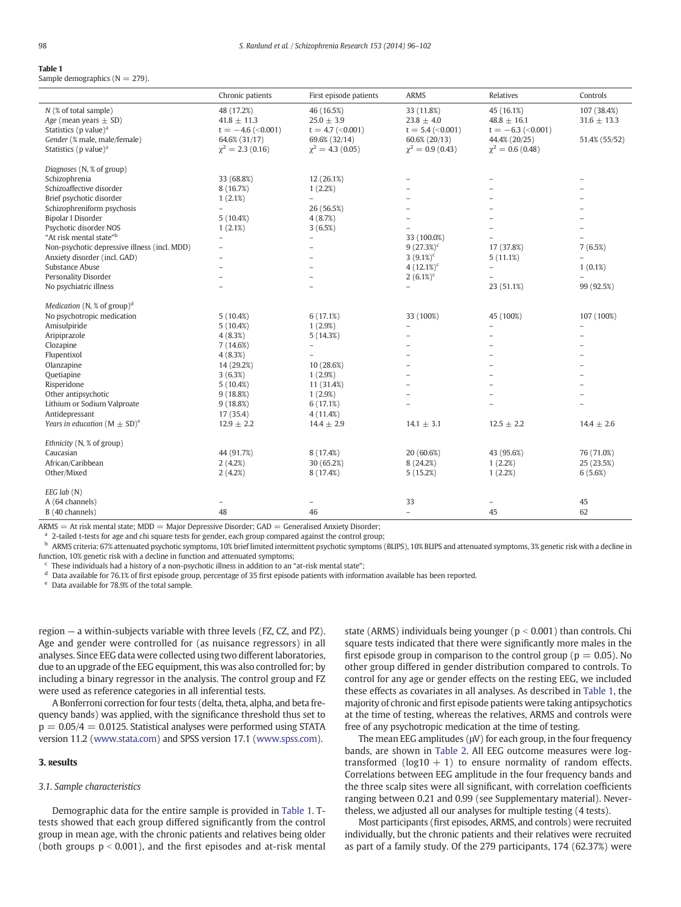**Table 1**
Sample demographics (N = 279).

| | Chronic patients | First episode patients | ARMS | Relatives | Controls |
|---|---|---|---|---|---|
| *N* (% of total sample) | 48 (17.2%) | 46 (16.5%) | 33 (11.8%) | 45 (16.1%) | 107 (38.4%) |
| *Age* (mean years ± SD) | 41.8 ± 11.3 | 25.0 ± 3.9 | 23.8 ± 4.0 | 48.8 ± 16.1 | 31.6 ± 13.3 |
| Statistics (p value)[a] | t = −4.6 (<0.001) | t = 4.7 (<0.001) | t = 5.4 (<0.001) | t = −6.3 (<0.001) | |
| *Gender* (% male, male/female) | 64.6% (31/17) | 69.6% (32/14) | 60.6% (20/13) | 44.4% (20/25) | 51.4% (55/52) |
| Statistics (p value)[a] | $\chi^2 = 2.3$ (0.16) | $\chi^2 = 4.3$ (0.05) | $\chi^2 = 0.9$ (0.43) | $\chi^2 = 0.6$ (0.48) | |
| *Diagnoses* (N, % of group) | | | | | |
| Schizophrenia | 33 (68.8%) | 12 (26.1%) | – | – | – |
| Schizoaffective disorder | 8 (16.7%) | 1 (2.2%) | – | – | – |
| Brief psychotic disorder | 1 (2.1%) | – | – | – | – |
| Schizophreniform psychosis | – | 26 (56.5%) | – | – | – |
| Bipolar I Disorder | 5 (10.4%) | 4 (8.7%) | – | – | – |
| Psychotic disorder NOS | 1 (2.1%) | 3 (6.5%) | – | – | – |
| "At risk mental state"[b] | – | – | 33 (100.0%) | – | – |
| Non-psychotic depressive illness (incl. MDD) | – | – | 9 (27.3%)[c] | 17 (37.8%) | 7 (6.5%) |
| Anxiety disorder (incl. GAD) | – | – | 3 (9.1%)[c] | 5 (11.1%) | – |
| Substance Abuse | – | – | 4 (12.1%)[c] | – | 1 (0.1%) |
| Personality Disorder | – | – | 2 (6.1%)[c] | – | – |
| No psychiatric illness | – | – | – | 23 (51.1%) | 99 (92.5%) |
| *Medication* (N, % of group)[d] | | | | | |
| No psychotropic medication | 5 (10.4%) | 6 (17.1%) | 33 (100%) | 45 (100%) | 107 (100%) |
| Amisulpiride | 5 (10.4%) | 1 (2.9%) | – | – | – |
| Aripiprazole | 4 (8.3%) | 5 (14.3%) | – | – | – |
| Clozapine | 7 (14.6%) | – | – | – | – |
| Flupentixol | 4 (8.3%) | – | – | – | – |
| Olanzapine | 14 (29.2%) | 10 (28.6%) | – | – | – |
| Quetiapine | 3 (6.3%) | 1 (2.9%) | – | – | – |
| Risperidone | 5 (10.4%) | 11 (31.4%) | – | – | – |
| Other antipsychotic | 9 (18.8%) | 1 (2.9%) | – | – | – |
| Lithium or Sodium Valproate | 9 (18.8%) | 6 (17.1%) | – | – | – |
| Antidepressant | 17 (35.4) | 4 (11.4%) | | | |
| *Years in education* (M ± SD)[e] | 12.9 ± 2.2 | 14.4 ± 2.9 | 14.1 ± 3.1 | 12.5 ± 2.2 | 14.4 ± 2.6 |
| *Ethnicity* (N, % of group) | | | | | |
| Caucasian | 44 (91.7%) | 8 (17.4%) | 20 (60.6%) | 43 (95.6%) | 76 (71.0%) |
| African/Caribbean | 2 (4.2%) | 30 (65.2%) | 8 (24.2%) | 1 (2.2%) | 25 (23.5%) |
| Other/Mixed | 2 (4.2%) | 8 (17.4%) | 5 (15.2%) | 1 (2.2%) | 6 (5.6%) |
| *EEG lab* (N) | | | | | |
| A (64 channels) | – | – | 33 | – | 45 |
| B (40 channels) | 48 | 46 | – | 45 | 62 |

ARMS = At risk mental state; MDD = Major Depressive Disorder; GAD = Generalised Anxiety Disorder;

[a] 2-tailed t-tests for age and chi square tests for gender, each group compared against the control group;

[b] ARMS criteria: 67% attenuated psychotic symptoms, 10% brief limited intermittent psychotic symptoms (BLIPS), 10% BLIPS and attenuated symptoms, 3% genetic risk with a decline in function, 10% genetic risk with a decline in function and attenuated symptoms;

[c] These individuals had a history of a non-psychotic illness in addition to an "at-risk mental state";

[d] Data available for 76.1% of first episode group, percentage of 35 first episode patients with information available has been reported.

[e] Data available for 78.9% of the total sample.

region — a within-subjects variable with three levels (FZ, CZ, and PZ). Age and gender were controlled for (as nuisance regressors) in all analyses. Since EEG data were collected using two different laboratories, due to an upgrade of the EEG equipment, this was also controlled for; by including a binary regressor in the analysis. The control group and FZ were used as reference categories in all inferential tests.

A Bonferroni correction for four tests (delta, theta, alpha, and beta frequency bands) was applied, with the significance threshold thus set to $p = 0.05/4 = 0.0125$. Statistical analyses were performed using STATA version 11.2 (www.stata.com) and SPSS version 17.1 (www.spss.com).

## 3. Results

### 3.1. Sample characteristics

Demographic data for the entire sample is provided in Table 1. T-tests showed that each group differed significantly from the control group in mean age, with the chronic patients and relatives being older (both groups $p < 0.001$), and the first episodes and at-risk mental state (ARMS) individuals being younger ($p < 0.001$) than controls. Chi square tests indicated that there were significantly more males in the first episode group in comparison to the control group ($p = 0.05$). No other group differed in gender distribution compared to controls. To control for any age or gender effects on the resting EEG, we included these effects as covariates in all analyses. As described in Table 1, the majority of chronic and first episode patients were taking antipsychotics at the time of testing, whereas the relatives, ARMS and controls were free of any psychotropic medication at the time of testing.

The mean EEG amplitudes (μV) for each group, in the four frequency bands, are shown in Table 2. All EEG outcome measures were log-transformed (log10 + 1) to ensure normality of random effects. Correlations between EEG amplitude in the four frequency bands and the three scalp sites were all significant, with correlation coefficients ranging between 0.21 and 0.99 (see Supplementary material). Nevertheless, we adjusted all our analyses for multiple testing (4 tests).

Most participants (first episodes, ARMS, and controls) were recruited individually, but the chronic patients and their relatives were recruited as part of a family study. Of the 279 participants, 174 (62.37%) were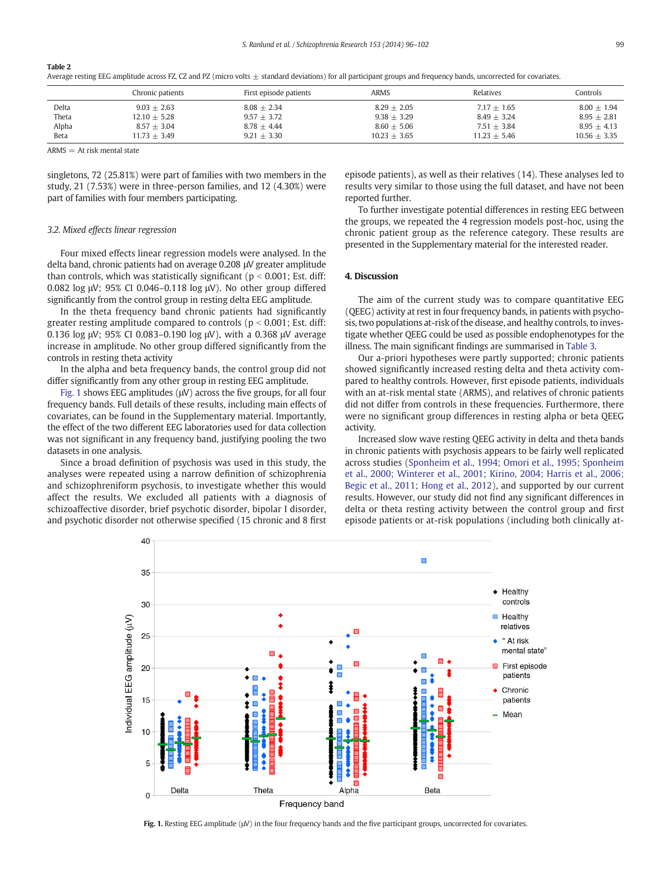**Table 2**
Average resting EEG amplitude across FZ, CZ and PZ (micro volts ± standard deviations) for all participant groups and frequency bands, uncorrected for covariates.

| | Chronic patients | First episode patients | ARMS | Relatives | Controls |
|---|---|---|---|---|---|
| Delta | 9.03 ± 2.63 | 8.08 ± 2.34 | 8.29 ± 2.05 | 7.17 ± 1.65 | 8.00 ± 1.94 |
| Theta | 12.10 ± 5.28 | 9.57 ± 3.72 | 9.38 ± 3.29 | 8.49 ± 3.24 | 8.95 ± 2.81 |
| Alpha | 8.57 ± 3.04 | 8.78 ± 4.44 | 8.60 ± 5.06 | 7.51 ± 3.84 | 8.95 ± 4.13 |
| Beta | 11.73 ± 3.49 | 9.21 ± 3.30 | 10.23 ± 3.65 | 11.23 ± 5.46 | 10.56 ± 3.35 |

ARMS = At risk mental state

singletons, 72 (25.81%) were part of families with two members in the study, 21 (7.53%) were in three-person families, and 12 (4.30%) were part of families with four members participating.

### 3.2. Mixed effects linear regression

Four mixed effects linear regression models were analysed. In the delta band, chronic patients had on average 0.208 μV greater amplitude than controls, which was statistically significant ($p < 0.001$; Est. diff: 0.082 log μV; 95% CI 0.046–0.118 log μV). No other group differed significantly from the control group in resting delta EEG amplitude.

In the theta frequency band chronic patients had significantly greater resting amplitude compared to controls ($p < 0.001$; Est. diff: 0.136 log μV; 95% CI 0.083–0.190 log μV), with a 0.368 μV average increase in amplitude. No other group differed significantly from the controls in resting theta activity

In the alpha and beta frequency bands, the control group did not differ significantly from any other group in resting EEG amplitude.

Fig. 1 shows EEG amplitudes (μV) across the five groups, for all four frequency bands. Full details of these results, including main effects of covariates, can be found in the Supplementary material. Importantly, the effect of the two different EEG laboratories used for data collection was not significant in any frequency band, justifying pooling the two datasets in one analysis.

Since a broad definition of psychosis was used in this study, the analyses were repeated using a narrow definition of schizophrenia and schizophreniform psychosis, to investigate whether this would affect the results. We excluded all patients with a diagnosis of schizoaffective disorder, brief psychotic disorder, bipolar I disorder, and psychotic disorder not otherwise specified (15 chronic and 8 first episode patients), as well as their relatives (14). These analyses led to results very similar to those using the full dataset, and have not been reported further.

To further investigate potential differences in resting EEG between the groups, we repeated the 4 regression models post-hoc, using the chronic patient group as the reference category. These results are presented in the Supplementary material for the interested reader.

## 4. Discussion

The aim of the current study was to compare quantitative EEG (QEEG) activity at rest in four frequency bands, in patients with psychosis, two populations at-risk of the disease, and healthy controls, to investigate whether QEEG could be used as possible endophenotypes for the illness. The main significant findings are summarised in Table 3.

Our a-priori hypotheses were partly supported; chronic patients showed significantly increased resting delta and theta activity compared to healthy controls. However, first episode patients, individuals with an at-risk mental state (ARMS), and relatives of chronic patients did not differ from controls in these frequencies. Furthermore, there were no significant group differences in resting alpha or beta QEEG activity.

Increased slow wave resting QEEG activity in delta and theta bands in chronic patients with psychosis appears to be fairly well replicated across studies (Sponheim et al., 1994; Omori et al., 1995; Sponheim et al., 2000; Winterer et al., 2001; Kirino, 2004; Harris et al., 2006; Begic et al., 2011; Hong et al., 2012), and supported by our current results. However, our study did not find any significant differences in delta or theta resting activity between the control group and first episode patients or at-risk populations (including both clinically at-

**Fig. 1.** Resting EEG amplitude (μV) in the four frequency bands and the five participant groups, uncorrected for covariates.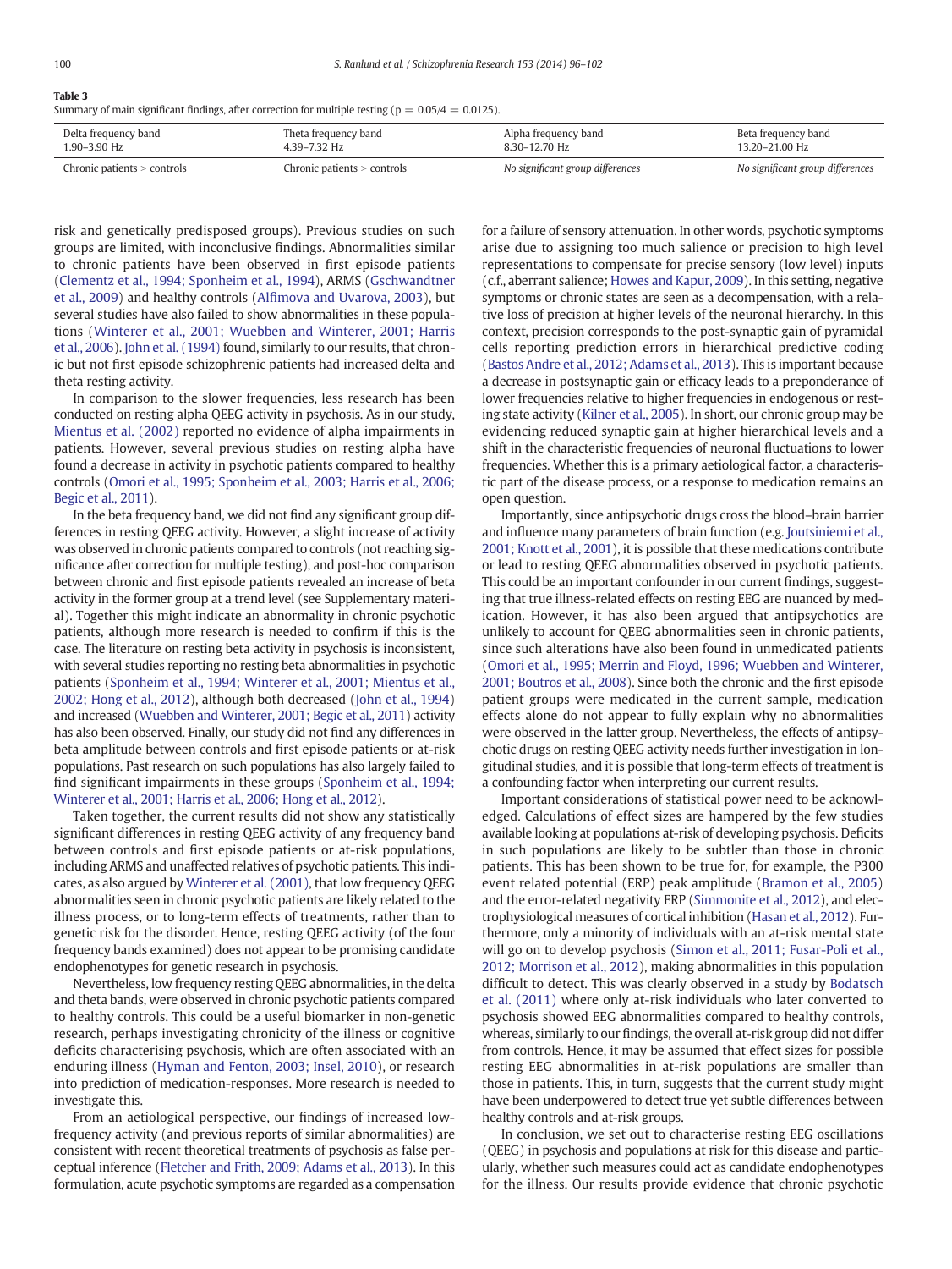**Table 3**
Summary of main significant findings, after correction for multiple testing ($p = 0.05/4 = 0.0125$).

| Delta frequency band 1.90–3.90 Hz | Theta frequency band 4.39–7.32 Hz | Alpha frequency band 8.30–12.70 Hz | Beta frequency band 13.20–21.00 Hz |
|---|---|---|---|
| Chronic patients > controls | Chronic patients > controls | *No significant group differences* | *No significant group differences* |

risk and genetically predisposed groups). Previous studies on such groups are limited, with inconclusive findings. Abnormalities similar to chronic patients have been observed in first episode patients (Clementz et al., 1994; Sponheim et al., 1994), ARMS (Gschwandtner et al., 2009) and healthy controls (Alfimova and Uvarova, 2003), but several studies have also failed to show abnormalities in these populations (Winterer et al., 2001; Wuebben and Winterer, 2001; Harris et al., 2006). John et al. (1994) found, similarly to our results, that chronic but not first episode schizophrenic patients had increased delta and theta resting activity.

In comparison to the slower frequencies, less research has been conducted on resting alpha QEEG activity in psychosis. As in our study, Mientus et al. (2002) reported no evidence of alpha impairments in patients. However, several previous studies on resting alpha have found a decrease in activity in psychotic patients compared to healthy controls (Omori et al., 1995; Sponheim et al., 2003; Harris et al., 2006; Begic et al., 2011).

In the beta frequency band, we did not find any significant group differences in resting QEEG activity. However, a slight increase of activity was observed in chronic patients compared to controls (not reaching significance after correction for multiple testing), and post-hoc comparison between chronic and first episode patients revealed an increase of beta activity in the former group at a trend level (see Supplementary material). Together this might indicate an abnormality in chronic psychotic patients, although more research is needed to confirm if this is the case. The literature on resting beta activity in psychosis is inconsistent, with several studies reporting no resting beta abnormalities in psychotic patients (Sponheim et al., 1994; Winterer et al., 2001; Mientus et al., 2002; Hong et al., 2012), although both decreased (John et al., 1994) and increased (Wuebben and Winterer, 2001; Begic et al., 2011) activity has also been observed. Finally, our study did not find any differences in beta amplitude between controls and first episode patients or at-risk populations. Past research on such populations has also largely failed to find significant impairments in these groups (Sponheim et al., 1994; Winterer et al., 2001; Harris et al., 2006; Hong et al., 2012).

Taken together, the current results did not show any statistically significant differences in resting QEEG activity of any frequency band between controls and first episode patients or at-risk populations, including ARMS and unaffected relatives of psychotic patients. This indicates, as also argued by Winterer et al. (2001), that low frequency QEEG abnormalities seen in chronic psychotic patients are likely related to the illness process, or to long-term effects of treatments, rather than to genetic risk for the disorder. Hence, resting QEEG activity (of the four frequency bands examined) does not appear to be promising candidate endophenotypes for genetic research in psychosis.

Nevertheless, low frequency resting QEEG abnormalities, in the delta and theta bands, were observed in chronic psychotic patients compared to healthy controls. This could be a useful biomarker in non-genetic research, perhaps investigating chronicity of the illness or cognitive deficits characterising psychosis, which are often associated with an enduring illness (Hyman and Fenton, 2003; Insel, 2010), or research into prediction of medication-responses. More research is needed to investigate this.

From an aetiological perspective, our findings of increased low-frequency activity (and previous reports of similar abnormalities) are consistent with recent theoretical treatments of psychosis as false perceptual inference (Fletcher and Frith, 2009; Adams et al., 2013). In this formulation, acute psychotic symptoms are regarded as a compensation for a failure of sensory attenuation. In other words, psychotic symptoms arise due to assigning too much salience or precision to high level representations to compensate for precise sensory (low level) inputs (c.f., aberrant salience; Howes and Kapur, 2009). In this setting, negative symptoms or chronic states are seen as a decompensation, with a relative loss of precision at higher levels of the neuronal hierarchy. In this context, precision corresponds to the post-synaptic gain of pyramidal cells reporting prediction errors in hierarchical predictive coding (Bastos Andre et al., 2012; Adams et al., 2013). This is important because a decrease in postsynaptic gain or efficacy leads to a preponderance of lower frequencies relative to higher frequencies in endogenous or resting state activity (Kilner et al., 2005). In short, our chronic group may be evidencing reduced synaptic gain at higher hierarchical levels and a shift in the characteristic frequencies of neuronal fluctuations to lower frequencies. Whether this is a primary aetiological factor, a characteristic part of the disease process, or a response to medication remains an open question.

Importantly, since antipsychotic drugs cross the blood–brain barrier and influence many parameters of brain function (e.g. Joutsiniemi et al., 2001; Knott et al., 2001), it is possible that these medications contribute or lead to resting QEEG abnormalities observed in psychotic patients. This could be an important confounder in our current findings, suggesting that true illness-related effects on resting EEG are nuanced by medication. However, it has also been argued that antipsychotics are unlikely to account for QEEG abnormalities seen in chronic patients, since such alterations have also been found in unmedicated patients (Omori et al., 1995; Merrin and Floyd, 1996; Wuebben and Winterer, 2001; Boutros et al., 2008). Since both the chronic and the first episode patient groups were medicated in the current sample, medication effects alone do not appear to fully explain why no abnormalities were observed in the latter group. Nevertheless, the effects of antipsychotic drugs on resting QEEG activity needs further investigation in longitudinal studies, and it is possible that long-term effects of treatment is a confounding factor when interpreting our current results.

Important considerations of statistical power need to be acknowledged. Calculations of effect sizes are hampered by the few studies available looking at populations at-risk of developing psychosis. Deficits in such populations are likely to be subtler than those in chronic patients. This has been shown to be true for, for example, the P300 event related potential (ERP) peak amplitude (Bramon et al., 2005) and the error-related negativity ERP (Simmonite et al., 2012), and electrophysiological measures of cortical inhibition (Hasan et al., 2012). Furthermore, only a minority of individuals with an at-risk mental state will go on to develop psychosis (Simon et al., 2011; Fusar-Poli et al., 2012; Morrison et al., 2012), making abnormalities in this population difficult to detect. This was clearly observed in a study by Bodatsch et al. (2011) where only at-risk individuals who later converted to psychosis showed EEG abnormalities compared to healthy controls, whereas, similarly to our findings, the overall at-risk group did not differ from controls. Hence, it may be assumed that effect sizes for possible resting EEG abnormalities in at-risk populations are smaller than those in patients. This, in turn, suggests that the current study might have been underpowered to detect true yet subtle differences between healthy controls and at-risk groups.

In conclusion, we set out to characterise resting EEG oscillations (QEEG) in psychosis and populations at risk for this disease and particularly, whether such measures could act as candidate endophenotypes for the illness. Our results provide evidence that chronic psychotic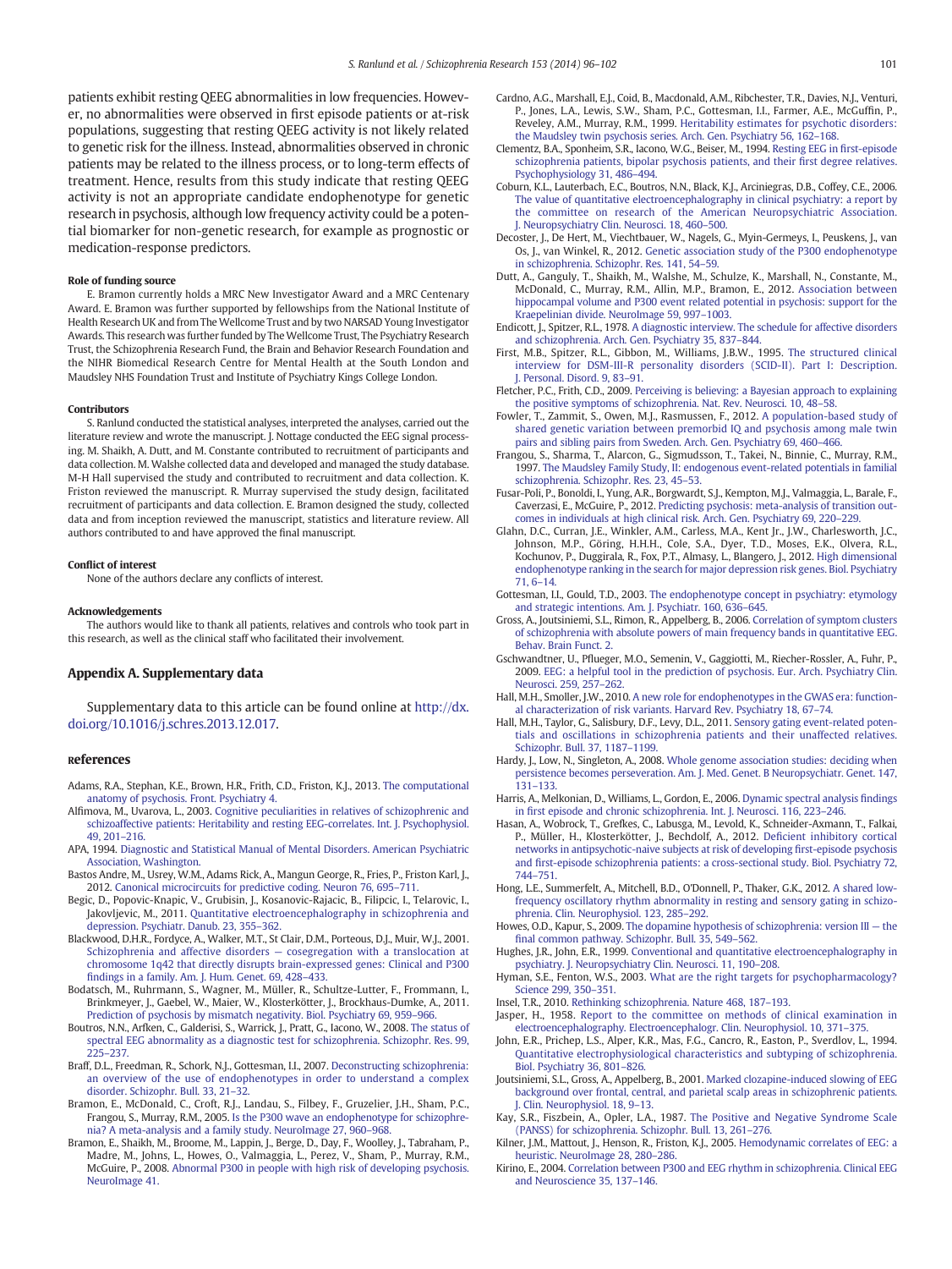patients exhibit resting QEEG abnormalities in low frequencies. However, no abnormalities were observed in first episode patients or at-risk populations, suggesting that resting QEEG activity is not likely related to genetic risk for the illness. Instead, abnormalities observed in chronic patients may be related to the illness process, or to long-term effects of treatment. Hence, results from this study indicate that resting QEEG activity is not an appropriate candidate endophenotype for genetic research in psychosis, although low frequency activity could be a potential biomarker for non-genetic research, for example as prognostic or medication-response predictors.

#### Role of funding source

E. Bramon currently holds a MRC New Investigator Award and a MRC Centenary Award. E. Bramon was further supported by fellowships from the National Institute of Health Research UK and from The Wellcome Trust and by two NARSAD Young Investigator Awards. This research was further funded by The Wellcome Trust, The Psychiatry Research Trust, the Schizophrenia Research Fund, the Brain and Behavior Research Foundation and the NIHR Biomedical Research Centre for Mental Health at the South London and Maudsley NHS Foundation Trust and Institute of Psychiatry Kings College London.

#### Contributors

S. Ranlund conducted the statistical analyses, interpreted the analyses, carried out the literature review and wrote the manuscript. J. Nottage conducted the EEG signal processing. M. Shaikh, A. Dutt, and M. Constante contributed to recruitment of participants and data collection. M. Walshe collected data and developed and managed the study database. M-H Hall supervised the study and contributed to recruitment and data collection. K. Friston reviewed the manuscript. R. Murray supervised the study design, facilitated recruitment of participants and data collection. E. Bramon designed the study, collected data and from inception reviewed the manuscript, statistics and literature review. All authors contributed to and have approved the final manuscript.

#### Conflict of interest

None of the authors declare any conflicts of interest.

#### Acknowledgements

The authors would like to thank all patients, relatives and controls who took part in this research, as well as the clinical staff who facilitated their involvement.

### Appendix A. Supplementary data

Supplementary data to this article can be found online at http://dx.doi.org/10.1016/j.schres.2013.12.017.

### References

Adams, R.A., Stephan, K.E., Brown, H.R., Frith, C.D., Friston, K.J., 2013. The computational anatomy of psychosis. Front. Psychiatry 4.

Alfimova, M., Uvarova, L., 2003. Cognitive peculiarities in relatives of schizophrenic and schizoaffective patients: Heritability and resting EEG-correlates. Int. J. Psychophysiol. 49, 201–216.

APA, 1994. Diagnostic and Statistical Manual of Mental Disorders. American Psychiatric Association, Washington.

Bastos Andre, M., Usrey, W.M., Adams Rick, A., Mangun George, R., Fries, P., Friston Karl, J., 2012. Canonical microcircuits for predictive coding. Neuron 76, 695–711.

Begic, D., Popovic-Knapic, V., Grubisin, J., Kosanovic-Rajacic, B., Filipcic, I., Telarovic, I., Jakovljevic, M., 2011. Quantitative electroencephalography in schizophrenia and depression. Psychiatr. Danub. 23, 355–362.

Blackwood, D.H.R., Fordyce, A., Walker, M.T., St Clair, D.M., Porteous, D.J., Muir, W.J., 2001. Schizophrenia and affective disorders — cosegregation with a translocation at chromosome 1q42 that directly disrupts brain-expressed genes: Clinical and P300 findings in a family. Am. J. Hum. Genet. 69, 428–433.

Bodatsch, M., Ruhrmann, S., Wagner, M., Müller, R., Schultze-Lutter, F., Frommann, I., Brinkmeyer, J., Gaebel, W., Maier, W., Klosterkötter, J., Brockhaus-Dumke, A., 2011. Prediction of psychosis by mismatch negativity. Biol. Psychiatry 69, 959–966.

Boutros, N.N., Arfken, C., Galderisi, S., Warrick, J., Pratt, G., Iacono, W., 2008. The status of spectral EEG abnormality as a diagnostic test for schizophrenia. Schizophr. Res. 99, 225–237.

Braff, D.L., Freedman, R., Schork, N.J., Gottesman, I.I., 2007. Deconstructing schizophrenia: an overview of the use of endophenotypes in order to understand a complex disorder. Schizophr. Bull. 33, 21–32.

Bramon, E., McDonald, C., Croft, R.J., Landau, S., Filbey, F., Gruzelier, J.H., Sham, P.C., Frangou, S., Murray, R.M., 2005. Is the P300 wave an endophenotype for schizophrenia? A meta-analysis and a family study. NeuroImage 27, 960–968.

Bramon, E., Shaikh, M., Broome, M., Lappin, J., Berge, D., Day, F., Woolley, J., Tabraham, P., Madre, M., Johns, L., Howes, O., Valmaggia, L., Perez, V., Sham, P., Murray, R.M., McGuire, P., 2008. Abnormal P300 in people with high risk of developing psychosis. NeuroImage 41.

Cardno, A.G., Marshall, E.J., Coid, B., Macdonald, A.M., Ribchester, T.R., Davies, N.J., Venturi, P., Jones, L.A., Lewis, S.W., Sham, P.C., Gottesman, I.I., Farmer, A.E., McGuffin, P., Reveley, A.M., Murray, R.M., 1999. Heritability estimates for psychotic disorders: the Maudsley twin psychosis series. Arch. Gen. Psychiatry 56, 162–168.

Clementz, B.A., Sponheim, S.R., Iacono, W.G., Beiser, M., 1994. Resting EEG in first-episode schizophrenia patients, bipolar psychosis patients, and their first degree relatives. Psychophysiology 31, 486–494.

Coburn, K.L., Lauterbach, E.C., Boutros, N.N., Black, K.J., Arciniegras, D.B., Coffey, C.E., 2006. The value of quantitative electroencephalography in clinical psychiatry: a report by the committee on research of the American Neuropsychiatric Association. J. Neuropsychiatry Clin. Neurosci. 18, 460–500.

Decoster, J., De Hert, M., Viechtbauer, W., Nagels, G., Myin-Germeys, I., Peuskens, J., van Os, J., van Winkel, R., 2012. Genetic association study of the P300 endophenotype in schizophrenia. Schizophr. Res. 141, 54–59.

Dutt, A., Ganguly, T., Shaikh, M., Walshe, M., Schulze, K., Marshall, N., Constante, M., McDonald, C., Murray, R.M., Allin, M.P., Bramon, E., 2012. Association between hippocampal volume and P300 event related potential in psychosis: support for the Kraepelinian divide. NeuroImage 59, 997–1003.

Endicott, J., Spitzer, R.L., 1978. A diagnostic interview. The schedule for affective disorders and schizophrenia. Arch. Gen. Psychiatry 35, 837–844.

First, M.B., Spitzer, R.L., Gibbon, M., Williams, J.B.W., 1995. The structured clinical interview for DSM-III-R personality disorders (SCID-II). Part I: Description. J. Personal. Disord. 9, 83–91.

Fletcher, P.C., Frith, C.D., 2009. Perceiving is believing: a Bayesian approach to explaining the positive symptoms of schizophrenia. Nat. Rev. Neurosci. 10, 48–58.

Fowler, T., Zammit, S., Owen, M.J., Rasmussen, F., 2012. A population-based study of shared genetic variation between premorbid IQ and psychosis among male twin pairs and sibling pairs from Sweden. Arch. Gen. Psychiatry 69, 460–466.

Frangou, S., Sharma, T., Alarcon, G., Sigmudsson, T., Takei, N., Binnie, C., Murray, R.M., 1997. The Maudsley Family Study, II: endogenous event-related potentials in familial schizophrenia. Schizophr. Res. 23, 45–53.

Fusar-Poli, P., Bonoldi, I., Yung, A.R., Borgwardt, S.J., Kempton, M.J., Valmaggia, L., Barale, F., Caverzasi, E., McGuire, P., 2012. Predicting psychosis: meta-analysis of transition outcomes in individuals at high clinical risk. Arch. Gen. Psychiatry 69, 220–229.

Glahn, D.C., Curran, J.E., Winkler, A.M., Carless, M.A., Kent Jr., J.W., Charlesworth, J.C., Johnson, M.P., Göring, H.H.H., Cole, S.A., Dyer, T.D., Moses, E.K., Olvera, R.L., Kochunov, P., Duggirala, R., Fox, P.T., Almasy, L., Blangero, J., 2012. High dimensional endophenotype ranking in the search for major depression risk genes. Biol. Psychiatry 71, 6–14.

Gottesman, I.I., Gould, T.D., 2003. The endophenotype concept in psychiatry: etymology and strategic intentions. Am. J. Psychiatr. 160, 636–645.

Gross, A., Joutsiniemi, S.L., Rimon, R., Appelberg, B., 2006. Correlation of symptom clusters of schizophrenia with absolute powers of main frequency bands in quantitative EEG. Behav. Brain Funct. 2.

Gschwandtner, U., Pflueger, M.O., Semenin, V., Gaggiotti, M., Riecher-Rossler, A., Fuhr, P., 2009. EEG: a helpful tool in the prediction of psychosis. Eur. Arch. Psychiatry Clin. Neurosci. 259, 257–262.

Hall, M.H., Smoller, J.W., 2010. A new role for endophenotypes in the GWAS era: functional characterization of risk variants. Harvard Rev. Psychiatry 18, 67–74.

Hall, M.H., Taylor, G., Salisbury, D.F., Levy, D.L., 2011. Sensory gating event-related potentials and oscillations in schizophrenia patients and their unaffected relatives. Schizophr. Bull. 37, 1187–1199.

Hardy, J., Low, N., Singleton, A., 2008. Whole genome association studies: deciding when persistence becomes perseveration. Am. J. Med. Genet. B Neuropsychiatr. Genet. 147, 131–133.

Harris, A., Melkonian, D., Williams, L., Gordon, E., 2006. Dynamic spectral analysis findings in first episode and chronic schizophrenia. Int. J. Neurosci. 116, 223–246.

Hasan, A., Wobrock, T., Grefkes, C., Labusga, M., Levold, K., Schneider-Axmann, T., Falkai, P., Müller, H., Klosterkötter, J., Bechdolf, A., 2012. Deficient inhibitory cortical networks in antipsychotic-naive subjects at risk of developing first-episode psychosis and first-episode schizophrenia patients: a cross-sectional study. Biol. Psychiatry 72, 744–751.

Hong, L.E., Summerfelt, A., Mitchell, B.D., O'Donnell, P., Thaker, G.K., 2012. A shared low-frequency oscillatory rhythm abnormality in resting and sensory gating in schizophrenia. Clin. Neurophysiol. 123, 285–292.

Howes, O.D., Kapur, S., 2009. The dopamine hypothesis of schizophrenia: version III — the final common pathway. Schizophr. Bull. 35, 549–562.

Hughes, J.R., John, E.R., 1999. Conventional and quantitative electroencephalography in psychiatry. J. Neuropsychiatry Clin. Neurosci. 11, 190–208.

Hyman, S.E., Fenton, W.S., 2003. What are the right targets for psychopharmacology? Science 299, 350–351.

Insel, T.R., 2010. Rethinking schizophrenia. Nature 468, 187–193.

Jasper, H., 1958. Report to the committee on methods of clinical examination in electroencephalography. Electroencephalogr. Clin. Neurophysiol. 10, 371–375.

John, E.R., Prichep, L.S., Alper, K.R., Mas, F.G., Cancro, R., Easton, P., Sverdlov, L., 1994. Quantitative electrophysiological characteristics and subtyping of schizophrenia. Biol. Psychiatry 36, 801–826.

Joutsiniemi, S.L., Gross, A., Appelberg, B., 2001. Marked clozapine-induced slowing of EEG background over frontal, central, and parietal scalp areas in schizophrenic patients. J. Clin. Neurophysiol. 18, 9–13.

Kay, S.R., Fiszbein, A., Opler, L.A., 1987. The Positive and Negative Syndrome Scale (PANSS) for schizophrenia. Schizophr. Bull. 13, 261–276.

Kilner, J.M., Mattout, J., Henson, R., Friston, K.J., 2005. Hemodynamic correlates of EEG: a heuristic. NeuroImage 28, 280–286.

Kirino, E., 2004. Correlation between P300 and EEG rhythm in schizophrenia. Clinical EEG and Neuroscience 35, 137–146.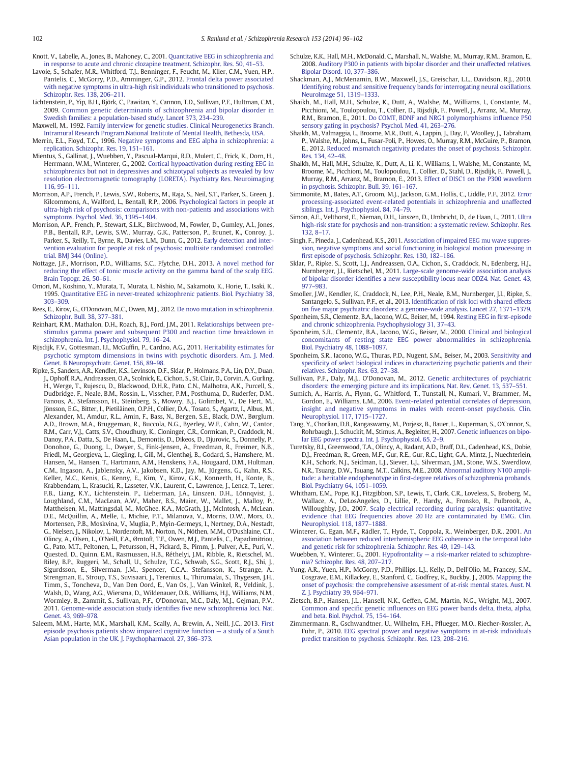Knott, V., Labelle, A., Jones, B., Mahoney, C., 2001. Quantitative EEG in schizophrenia and in response to acute and chronic clozapine treatment. Schizophr. Res. 50, 41–53.

Lavoie, S., Schafer, M.R., Whitford, T.J., Benninger, F., Feucht, M., Klier, C.M., Yuen, H.P., Pantelis, C., McGorry, P.D., Amminger, G.P., 2012. Frontal delta power associated with negative symptoms in ultra-high risk individuals who transitioned to psychosis. Schizophr. Res. 138, 206–211.

Lichtenstein, P., Yip, B.H., Björk, C., Pawitan, Y., Cannon, T.D., Sullivan, P.F., Hultman, C.M., 2009. Common genetic determinants of schizophrenia and bipolar disorder in Swedish families: a population-based study. Lancet 373, 234–239.

Maxwell, M., 1992. Family interview for genetic studies. Clinical Neurogenetics Branch, Intramural Research Program.National Institute of Mental Health, Bethesda, USA.

Merrin, E.L., Floyd, T.C., 1996. Negative symptoms and EEG alpha in schizophrenia: a replication. Schizophr. Res. 19, 151–161.

Mientus, S., Gallinat, J., Wuebben, Y., Pascual-Marqui, R.D., Mulert, C., Frick, K., Dorn, H., Herrmann, W.M., Winterer, G., 2002. Cortical hypoactivation during resting EEG in schizophrenics but not in depressives and schizotypal subjects as revealed by low resolution electromagnetic tomography (LORETA). Psychiatry Res. Neuroimaging 116, 95–111.

Morrison, A.P., French, P., Lewis, S.W., Roberts, M., Raja, S., Neil, S.T., Parker, S., Green, J., Kilcommons, A., Walford, L., Bentall, R.P., 2006. Psychological factors in people at ultra-high risk of psychosis: comparisons with non-patients and associations with symptoms. Psychol. Med. 36, 1395–1404.

Morrison, A.P., French, P., Stewart, S.L.K., Birchwood, M., Fowler, D., Gumley, A.I., Jones, P.B., Bentall, R.P., Lewis, S.W., Murray, G.K., Patterson, P., Brunet, K., Conroy, J., Parker, S., Reilly, T., Byrne, R., Davies, L.M., Dunn, G., 2012. Early detection and intervention evaluation for people at risk of psychosis: multisite randomised controlled trial. BMJ 344 (Online).

Nottage, J.F., Morrison, P.D., Williams, S.C., Ffytche, D.H., 2013. A novel method for reducing the effect of tonic muscle activity on the gamma band of the scalp EEG. Brain Topogr. 26, 50–61.

Omori, M., Koshino, Y., Murata, T., Murata, I., Nishio, M., Sakamoto, K., Horie, T., Isaki, K., 1995. Quantitative EEG in never-treated schizophrenic patients. Biol. Psychiatry 38, 303–309.

Rees, E., Kirov, G., O'Donovan, M.C., Owen, M.J., 2012. De novo mutation in schizophrenia. Schizophr. Bull. 38, 377–381.

Reinhart, R.M., Mathalon, D.H., Roach, B.J., Ford, J.M., 2011. Relationships between pre-stimulus gamma power and subsequent P300 and reaction time breakdown in schizophrenia. Int. J. Psychophysiol. 79, 16–24.

Rijsdijk, F.V., Gottesman, I.I., McGuffin, P., Cardno, A.G., 2011. Heritability estimates for psychotic symptom dimensions in twins with psychotic disorders. Am. J. Med. Genet. B Neuropsychiatr. Genet. 156, 89–98.

Ripke, S., Sanders, A.R., Kendler, K.S., Levinson, D.F., Sklar, P., Holmans, P.A., Lin, D.Y., Duan, J., Ophoff, R.A., Andreassen, O.A., Scolnick, E., Cichon, S., St. Clair, D., Corvin, A., Gurling, H., Werge, T., Rujescu, D., Blackwood, D.H.R., Pato, C.N., Malhotra, A.K., Purcell, S., Dudbridge, F., Neale, B.M., Rossin, L., Visscher, P.M., Posthuma, D., Ruderfer, D.M., Fanous, A., Stefansson, H., Steinberg, S., Mowry, B.J., Golimbet, V., De Hert, M., Jönsson, E.G., Bitter, I., Pietiläinen, O.P.H., Collier, D.A., Tosato, S., Agartz, I., Albus, M., Alexander, M., Amdur, R.L., Amin, F., Bass, N., Bergen, S.E., Black, D.W., Børglum, A.D., Brown, M.A., Bruggeman, R., Buccola, N.G., Byerley, W.F., Cahn, W., Cantor, R.M., Carr, V.J., Catts, S.V., Choudhury, K., Cloninger, C.R., Cormican, P., Craddock, N., Danoy, P.A., Datta, S., De Haan, L., Demontis, D., Dikeos, D., Djurovic, S., Donnelly, P., Donohoe, G., Duong, L., Dwyer, S., Fink-Jensen, A., Freedman, R., Freimer, N.B., Friedl, M., Georgieva, L., Giegling, I., Gill, M., Glenthøj, B., Godard, S., Hamshere, M., Hansen, M., Hansen, T., Hartmann, A.M., Henskens, F.A., Hougaard, D.M., Hultman, C.M., Ingason, A., Jablensky, A.V., Jakobsen, K.D., Jay, M., Jürgens, G., Kahn, R.S., Keller, M.C., Kenis, G., Kenny, E., Kim, Y., Kirov, G.K., Konnerth, H., Konte, B., Krabbendam, L., Krasucki, R., Lasseter, V.K., Laurent, C., Lawrence, J., Lencz, T., Lerer, F.B., Liang, K.Y., Lichtenstein, P., Lieberman, J.A., Linszen, D.H., Lönnqvist, J., Loughland, C.M., MacLean, A.W., Maher, B.S., Maier, W., Mallet, J., Malloy, P., Mattheisen, M., Mattingsdal, M., McGhee, K.A., McGrath, J.J., McIntosh, A., McLean, D.E., McQuillin, A., Melle, I., Michie, P.T., Milanova, V., Morris, D.W., Mors, O., Mortensen, P.B., Moskvina, V., Muglia, P., Myin-Germeys, I., Nertney, D.A., Nestadt, G., Nielsen, J., Nikolov, I., Nordentoft, M., Norton, N., Nöthen, M.M., O'Dushlaine, C.T., Olincy, A., Olsen, L., O'Neill, F.A., Ørntoft, T.F., Owen, M.J., Pantelis, C., Papadimitriou, G., Pato, M.T., Peltonen, L., Petursson, H., Pickard, B., Pimm, J., Pulver, A.E., Puri, V., Quested, D., Quinn, E.M., Rasmussen, H.B., Réthelyi, J.M., Ribble, R., Rietschel, M., Riley, B.P., Ruggeri, M., Schall, U., Schulze, T.G., Schwab, S.G., Scott, R.J., Shi, J., Sigurdsson, E., Silverman, J.M., Spencer, C.C.A., Stefansson, K., Strange, A., Strengman, E., Stroup, T.S., Suvisaari, J., Terenius, L., Thirumalai, S., Thygesen, J.H., Timm, S., Toncheva, D., Van Den Oord, E., Van Os, J., Van Winkel, R., Veldink, J., Walsh, D., Wang, A.G., Wiersma, D., Wildenauer, D.B., Williams, H.J., Williams, N.M., Wormley, B., Zammit, S., Sullivan, P.F., O'Donovan, M.C., Daly, M.J., Gejman, P.V., 2011. Genome-wide association study identifies five new schizophrenia loci. Nat. Genet. 43, 969–978.

Saleem, M.M., Harte, M.K., Marshall, K.M., Scally, A., Brewin, A., Neill, J.C., 2013. First episode psychosis patients show impaired cognitive function — a study of a South Asian population in the UK. J. Psychopharmacol. 27, 366–373.

Schulze, K.K., Hall, M.H., McDonald, C., Marshall, N., Walshe, M., Murray, R.M., Bramon, E., 2008. Auditory P300 in patients with bipolar disorder and their unaffected relatives. Bipolar Disord. 10, 377–386.

Shackman, A.J., McMenamin, B.W., Maxwell, J.S., Greischar, L.L., Davidson, R.J., 2010. Identifying robust and sensitive frequency bands for interrogating neural oscillations. NeuroImage 51, 1319–1333.

Shaikh, M., Hall, M.H., Schulze, K., Dutt, A., Walshe, M., Williams, I., Constante, M., Picchioni, M., Toulopoulou, T., Collier, D., Rijsdijk, F., Powell, J., Arranz, M., Murray, R.M., Bramon, E., 2011. Do COMT, BDNF and NRG1 polymorphisms influence P50 sensory gating in psychosis? Psychol. Med. 41, 263–276.

Shaikh, M., Valmaggia, L., Broome, M.R., Dutt, A., Lappin, J., Day, F., Woolley, J., Tabraham, P., Walshe, M., Johns, L., Fusar-Poli, P., Howes, O., Murray, R.M., McGuire, P., Bramon, E., 2012. Reduced mismatch negativity predates the onset of psychosis. Schizophr. Res. 134, 42–48.

Shaikh, M., Hall, M.H., Schulze, K., Dutt, A., Li, K., Williams, I., Walshe, M., Constante, M., Broome, M., Picchioni, M., Toulopoulou, T., Collier, D., Stahl, D., Rijsdijk, F., Powell, J., Murray, R.M., Arranz, M., Bramon, E., 2013. Effect of DISC1 on the P300 waveform in psychosis. Schizophr. Bull. 39, 161–167.

Simmonite, M., Bates, A.T., Groom, M.J., Jackson, G.M., Hollis, C., Liddle, P.F., 2012. Error processing-associated event-related potentials in schizophrenia and unaffected siblings. Int. J. Psychophysiol. 84, 74–79.

Simon, A.E., Velthorst, E., Nieman, D.H., Linszen, D., Umbricht, D., de Haan, L., 2011. Ultra high-risk state for psychosis and non-transition: a systematic review. Schizophr. Res. 132, 8–17.

Singh, F., Pineda, J., Cadenhead, K.S., 2011. Association of impaired EEG mu wave suppression, negative symptoms and social functioning in biological motion processing in first episode of psychosis. Schizophr. Res. 130, 182–186.

Sklar, P., Ripke, S., Scott, L.J., Andreassen, O.A., Cichon, S., Craddock, N., Edenberg, H.J., Nurnberger, J.I., Rietschel, M., 2011. Large-scale genome-wide association analysis of bipolar disorder identifies a new susceptibility locus near ODZ4. Nat. Genet. 43, 977–983.

Smoller, J.W., Kendler, K., Craddock, N., Lee, P.H., Neale, B.M., Nurnberger, J.I., Ripke, S., Santangelo, S., Sullivan, P.F., et al, 2013. Identification of risk loci with shared effects on five major psychiatric disorders: a genome-wide analysis. Lancet 27, 1371–1379.

Sponheim, S.R., Clementz, B.A., Iacono, W.G., Beiser, M., 1994. Resting EEG in first-episode and chronic schizophrenia. Psychophysiology 31, 37–43.

Sponheim, S.R., Clementz, B.A., Iacono, W.G., Beiser, M., 2000. Clinical and biological concomitants of resting state EEG power abnormalities in schizophrenia. Biol. Psychiatry 48, 1088–1097.

Sponheim, S.R., Iacono, W.G., Thuras, P.D., Nugent, S.M., Beiser, M., 2003. Sensitivity and specificity of select biological indices in characterizing psychotic patients and their relatives. Schizophr. Res. 63, 27–38.

Sullivan, P.F., Daly, M.J., O'Donovan, M., 2012. Genetic architectures of psychiatric disorders: the emerging picture and its implications. Nat. Rev. Genet. 13, 537–551.

Sumich, A., Harris, A., Flynn, G., Whitford, T., Tunstall, N., Kumari, V., Brammer, M., Gordon, E., Williams, L.M., 2006. Event-related potential correlates of depression, insight and negative symptoms in males with recent-onset psychosis. Clin. Neurophysiol. 117, 1715–1727.

Tang, Y., Chorlian, D.B., Rangaswamy, M., Porjesz, B., Bauer, L., Kuperman, S., O'Connor, S., Rohrbaugh, J., Schuckit, M., Stimus, A., Begleiter, H., 2007. Genetic influences on bipolar EEG power spectra. Int. J. Psychophysiol. 65, 2–9.

Turetsky, B.I., Greenwood, T.A., Olincy, A., Radant, A.D., Braff, D.L., Cadenhead, K.S., Dobie, D.J., Freedman, R., Green, M.F., Gur, R.E., Gur, R.C., Light, G.A., Mintz, J., Nuechterlein, K.H., Schork, N.J., Seidman, L.J., Siever, L.J., Silverman, J.M., Stone, W.S., Swerdlow, N.R., Tsuang, D.W., Tsuang, M.T., Calkins, M.E., 2008. Abnormal auditory N100 amplitude: a heritable endophenotype in first-degree relatives of schizophrenia probands. Biol. Psychiatry 64, 1051–1059.

Whitham, E.M., Pope, K.J., Fitzgibbon, S.P., Lewis, T., Clark, C.R., Loveless, S., Broberg, M., Wallace, A., DeLosAngeles, D., Lillie, P., Hardy, A., Fronsko, R., Pulbrook, A., Willoughby, J.O., 2007. Scalp electrical recording during paralysis: quantitative evidence that EEG frequencies above 20 Hz are contaminated by EMG. Clin. Neurophysiol. 118, 1877–1888.

Winterer, G., Egan, M.F., Rädler, T., Hyde, T., Coppola, R., Weinberger, D.R., 2001. An association between reduced interhemispheric EEG coherence in the temporal lobe and genetic risk for schizophrenia. Schizophr. Res. 49, 129–143.

Wuebben, Y., Winterer, G., 2001. Hypofrontality — a risk-marker related to schizophrenia? Schizophr. Res. 48, 207–217.

Yung, A.R., Yuen, H.P., McGorry, P.D., Phillips, L.J., Kelly, D., Dell'Olio, M., Francey, S.M., Cosgrave, E.M., Killackey, E., Stanford, C., Godfrey, K., Buckby, J., 2005. Mapping the onset of psychosis: the comprehensive assessment of at-risk mental states. Aust. N. Z. J. Psychiatry 39, 964–971.

Zietsch, B.P., Hansen, J.L., Hansell, N.K., Geffen, G.M., Martin, N.G., Wright, M.J., 2007. Common and specific genetic influences on EEG power bands delta, theta, alpha, and beta. Biol. Psychol. 75, 154–164.

Zimmermann, R., Gschwandtner, U., Wilhelm, F.H., Pflueger, M.O., Riecher-Rossler, A., Fuhr, P., 2010. EEG spectral power and negative symptoms in at-risk individuals predict transition to psychosis. Schizophr. Res. 123, 208–216.